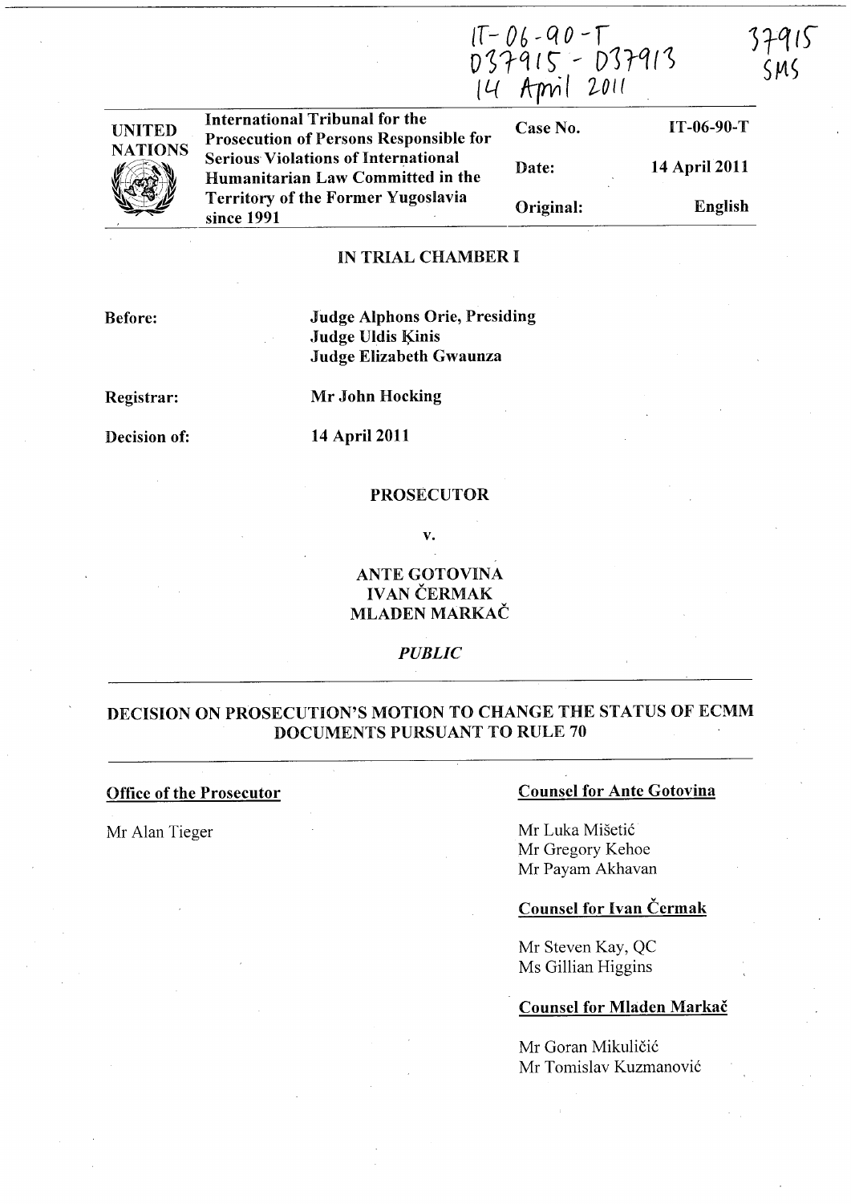IT-06-90-T
D37915 - D37913
14 April 2011

37915
SMS

| UNITED NATIONS | International Tribunal for the Prosecution of Persons Responsible for Serious Violations of International Humanitarian Law Committed in the Territory of the Former Yugoslavia since 1991 | Case No. | IT-06-90-T |
|---|---|---|---|
| | | Date: | 14 April 2011 |
| | | Original: | English |

**IN TRIAL CHAMBER I**

**Before:** **Judge Alphons Orie, Presiding**
**Judge Uldis Ķinis**
**Judge Elizabeth Gwaunza**

**Registrar:** **Mr John Hocking**

**Decision of:** **14 April 2011**

**PROSECUTOR**

**v.**

**ANTE GOTOVINA**
**IVAN ČERMAK**
**MLADEN MARKAČ**

***PUBLIC***

## DECISION ON PROSECUTION'S MOTION TO CHANGE THE STATUS OF ECMM DOCUMENTS PURSUANT TO RULE 70

**Office of the Prosecutor**

Mr Alan Tieger

**Counsel for Ante Gotovina**

Mr Luka Mišetić
Mr Gregory Kehoe
Mr Payam Akhavan

**Counsel for Ivan Čermak**

Mr Steven Kay, QC
Ms Gillian Higgins

**Counsel for Mladen Markač**

Mr Goran Mikuličić
Mr Tomislav Kuzmanović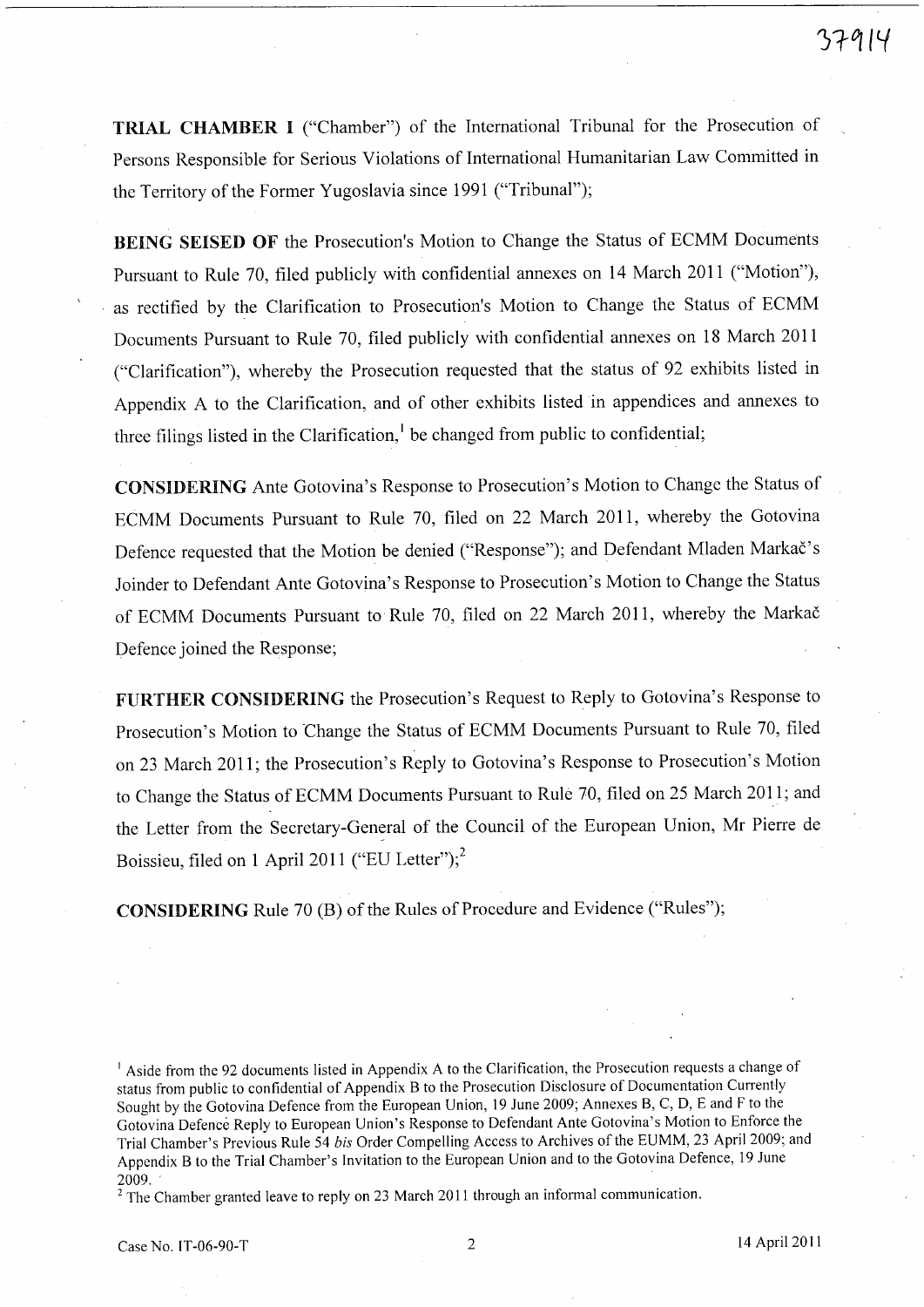**TRIAL CHAMBER I** ("Chamber") of the International Tribunal for the Prosecution of Persons Responsible for Serious Violations of International Humanitarian Law Committed in the Territory of the Former Yugoslavia since 1991 ("Tribunal");

**BEING SEISED OF** the Prosecution's Motion to Change the Status of ECMM Documents Pursuant to Rule 70, filed publicly with confidential annexes on 14 March 2011 ("Motion"), as rectified by the Clarification to Prosecution's Motion to Change the Status of ECMM Documents Pursuant to Rule 70, filed publicly with confidential annexes on 18 March 2011 ("Clarification"), whereby the Prosecution requested that the status of 92 exhibits listed in Appendix A to the Clarification, and of other exhibits listed in appendices and annexes to three filings listed in the Clarification,[1] be changed from public to confidential;

**CONSIDERING** Ante Gotovina's Response to Prosecution's Motion to Change the Status of ECMM Documents Pursuant to Rule 70, filed on 22 March 2011, whereby the Gotovina Defence requested that the Motion be denied ("Response"); and Defendant Mladen Markač's Joinder to Defendant Ante Gotovina's Response to Prosecution's Motion to Change the Status of ECMM Documents Pursuant to Rule 70, filed on 22 March 2011, whereby the Markač Defence joined the Response;

**FURTHER CONSIDERING** the Prosecution's Request to Reply to Gotovina's Response to Prosecution's Motion to Change the Status of ECMM Documents Pursuant to Rule 70, filed on 23 March 2011; the Prosecution's Reply to Gotovina's Response to Prosecution's Motion to Change the Status of ECMM Documents Pursuant to Rule 70, filed on 25 March 2011; and the Letter from the Secretary-General of the Council of the European Union, Mr Pierre de Boissieu, filed on 1 April 2011 ("EU Letter");[2]

**CONSIDERING** Rule 70 (B) of the Rules of Procedure and Evidence ("Rules");

---

[1] Aside from the 92 documents listed in Appendix A to the Clarification, the Prosecution requests a change of status from public to confidential of Appendix B to the Prosecution Disclosure of Documentation Currently Sought by the Gotovina Defence from the European Union, 19 June 2009; Annexes B, C, D, E and F to the Gotovina Defence Reply to European Union's Response to Defendant Ante Gotovina's Motion to Enforce the Trial Chamber's Previous Rule 54 *bis* Order Compelling Access to Archives of the EUMM, 23 April 2009; and Appendix B to the Trial Chamber's Invitation to the European Union and to the Gotovina Defence, 19 June 2009.

[2] The Chamber granted leave to reply on 23 March 2011 through an informal communication.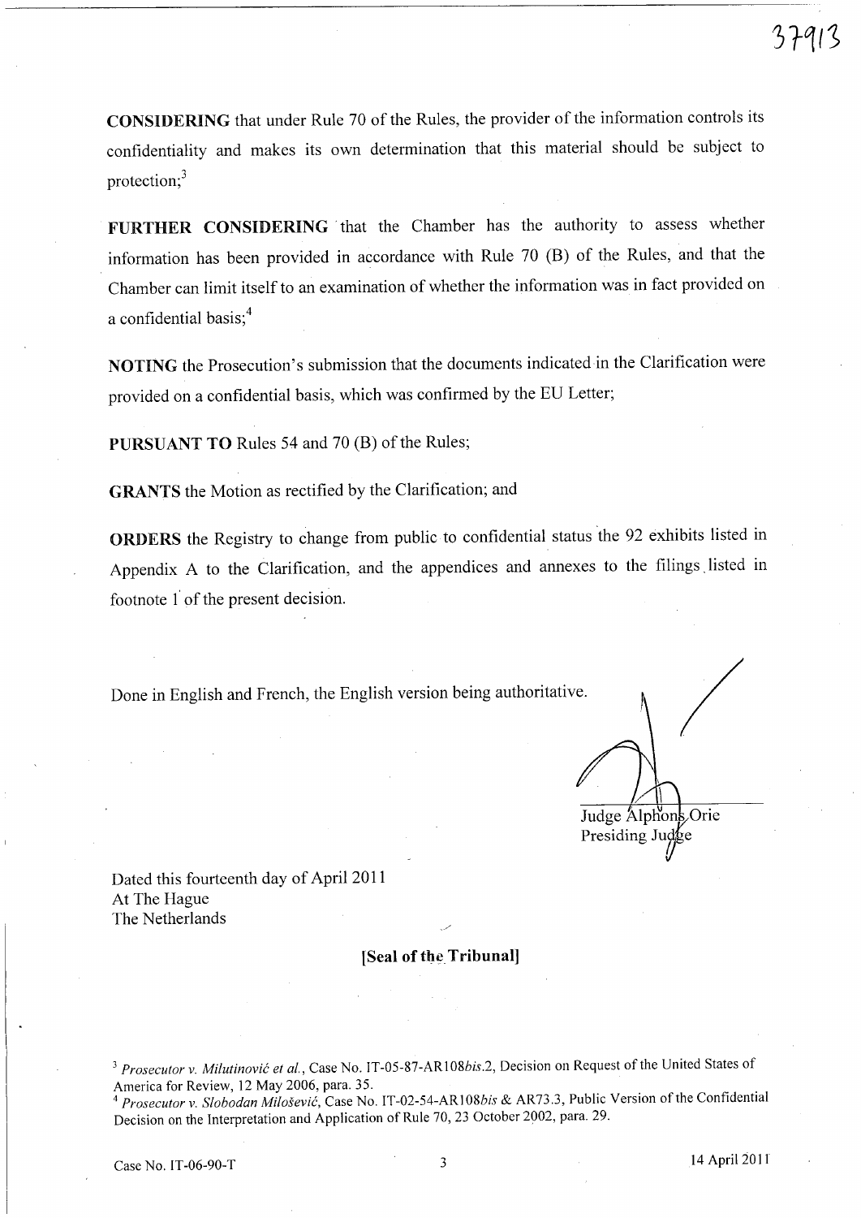**CONSIDERING** that under Rule 70 of the Rules, the provider of the information controls its confidentiality and makes its own determination that this material should be subject to protection;[3]

**FURTHER CONSIDERING** that the Chamber has the authority to assess whether information has been provided in accordance with Rule 70 (B) of the Rules, and that the Chamber can limit itself to an examination of whether the information was in fact provided on a confidential basis;[4]

**NOTING** the Prosecution's submission that the documents indicated in the Clarification were provided on a confidential basis, which was confirmed by the EU Letter;

**PURSUANT TO** Rules 54 and 70 (B) of the Rules;

**GRANTS** the Motion as rectified by the Clarification; and

**ORDERS** the Registry to change from public to confidential status the 92 exhibits listed in Appendix A to the Clarification, and the appendices and annexes to the filings listed in footnote 1 of the present decision.

Done in English and French, the English version being authoritative.

Judge Alphons Orie
Presiding Judge

Dated this fourteenth day of April 2011
At The Hague
The Netherlands

**[Seal of the Tribunal]**

[3] *Prosecutor v. Milutinović et al.*, Case No. IT-05-87-AR108*bis*.2, Decision on Request of the United States of America for Review, 12 May 2006, para. 35.

[4] *Prosecutor v. Slobodan Milošević*, Case No. IT-02-54-AR108*bis* & AR73.3, Public Version of the Confidential Decision on the Interpretation and Application of Rule 70, 23 October 2002, para. 29.